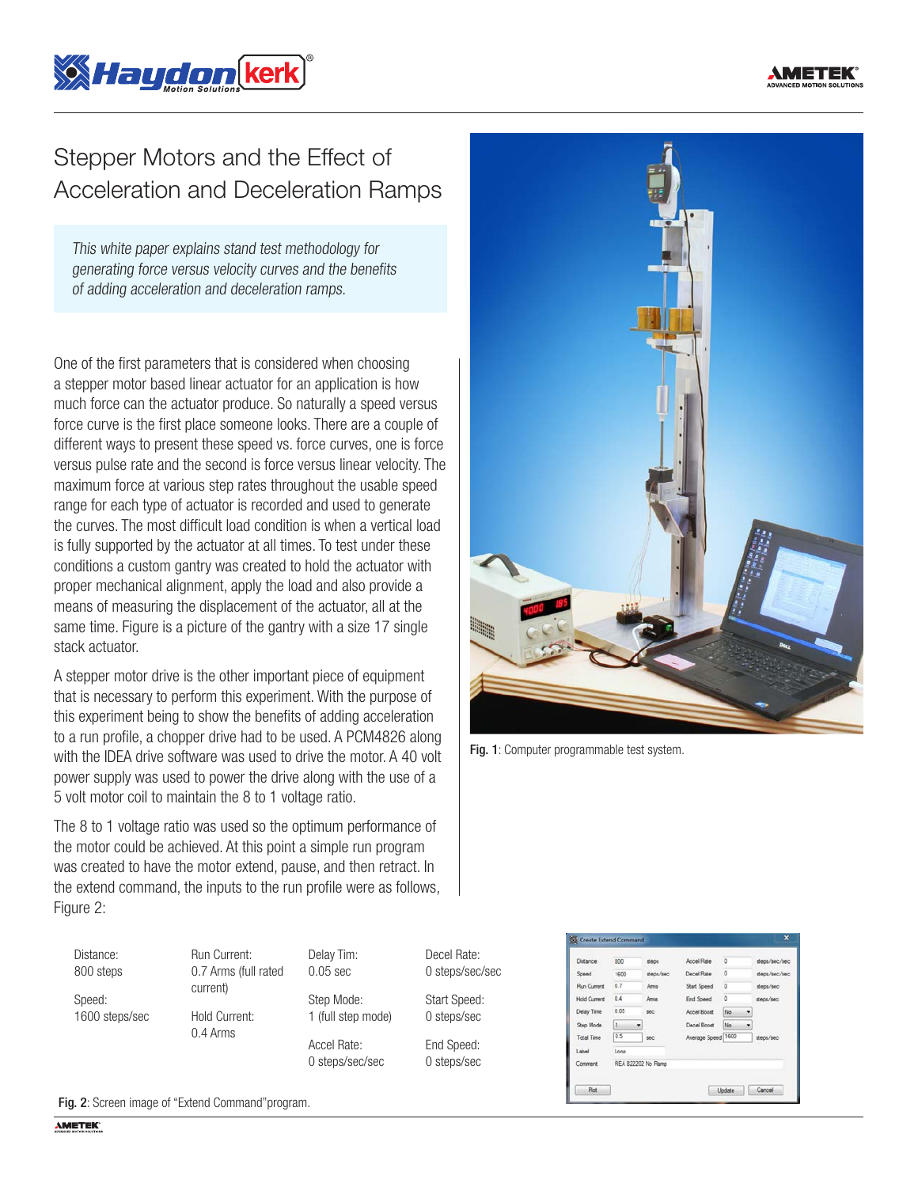# Stepper Motors and the Effect of Acceleration and Deceleration Ramps

*This white paper explains stand test methodology for generating force versus velocity curves and the benefits of adding acceleration and deceleration ramps.*

One of the first parameters that is considered when choosing a stepper motor based linear actuator for an application is how much force can the actuator produce. So naturally a speed versus force curve is the first place someone looks. There are a couple of different ways to present these speed vs. force curves, one is force versus pulse rate and the second is force versus linear velocity. The maximum force at various step rates throughout the usable speed range for each type of actuator is recorded and used to generate the curves. The most difficult load condition is when a vertical load is fully supported by the actuator at all times. To test under these conditions a custom gantry was created to hold the actuator with proper mechanical alignment, apply the load and also provide a means of measuring the displacement of the actuator, all at the same time. Figure is a picture of the gantry with a size 17 single stack actuator.

A stepper motor drive is the other important piece of equipment that is necessary to perform this experiment. With the purpose of this experiment being to show the benefits of adding acceleration to a run profile, a chopper drive had to be used. A PCM4826 along with the IDEA drive software was used to drive the motor. A 40 volt power supply was used to power the drive along with the use of a 5 volt motor coil to maintain the 8 to 1 voltage ratio.

The 8 to 1 voltage ratio was used so the optimum performance of the motor could be achieved. At this point a simple run program was created to have the motor extend, pause, and then retract. In the extend command, the inputs to the run profile were as follows, Figure 2:

**Fig. 1**: Computer programmable test system.

| | | | |
|---|---|---|---|
| Distance: 800 steps | Run Current: 0.7 Arms (full rated current) | Delay Tim: 0.05 sec | Decel Rate: 0 steps/sec/sec |
| Speed: 1600 steps/sec | Hold Current: 0.4 Arms | Step Mode: 1 (full step mode) | Start Speed: 0 steps/sec |
| | | Accel Rate: 0 steps/sec/sec | End Speed: 0 steps/sec |

**Fig. 2**: Screen image of "Extend Command"program.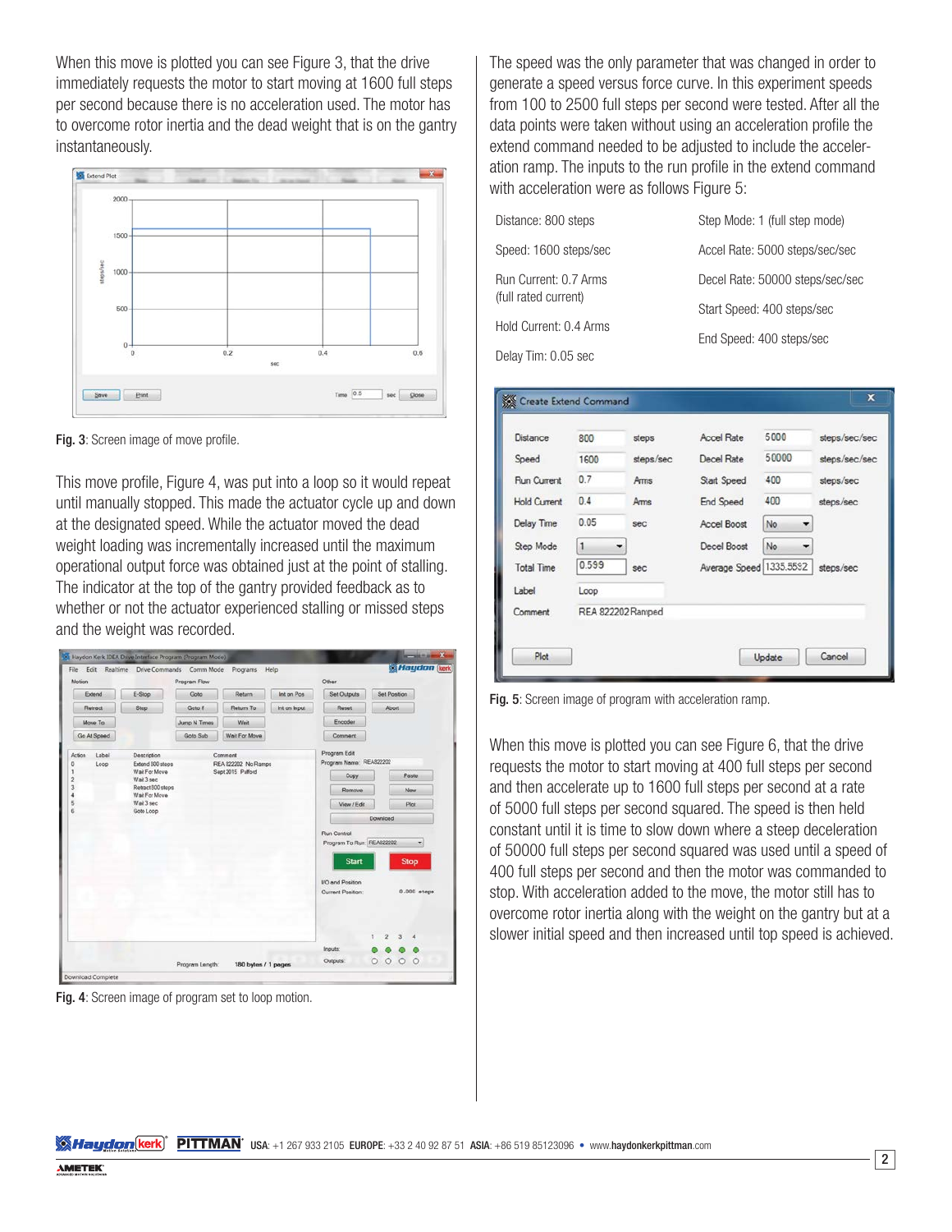When this move is plotted you can see Figure 3, that the drive immediately requests the motor to start moving at 1600 full steps per second because there is no acceleration used. The motor has to overcome rotor inertia and the dead weight that is on the gantry instantaneously.

**Fig. 3**: Screen image of move profile.

This move profile, Figure 4, was put into a loop so it would repeat until manually stopped. This made the actuator cycle up and down at the designated speed. While the actuator moved the dead weight loading was incrementally increased until the maximum operational output force was obtained just at the point of stalling. The indicator at the top of the gantry provided feedback as to whether or not the actuator experienced stalling or missed steps and the weight was recorded.

**Fig. 4**: Screen image of program set to loop motion.

The speed was the only parameter that was changed in order to generate a speed versus force curve. In this experiment speeds from 100 to 2500 full steps per second were tested. After all the data points were taken without using an acceleration profile the extend command needed to be adjusted to include the acceleration ramp. The inputs to the run profile in the extend command with acceleration were as follows Figure 5:

| | |
|---|---|
| Distance: 800 steps | Step Mode: 1 (full step mode) |
| Speed: 1600 steps/sec | Accel Rate: 5000 steps/sec/sec |
| Run Current: 0.7 Arms (full rated current) | Decel Rate: 50000 steps/sec/sec |
| Hold Current: 0.4 Arms | Start Speed: 400 steps/sec |
| Delay Tim: 0.05 sec | End Speed: 400 steps/sec |

**Fig. 5**: Screen image of program with acceleration ramp.

When this move is plotted you can see Figure 6, that the drive requests the motor to start moving at 400 full steps per second and then accelerate up to 1600 full steps per second at a rate of 5000 full steps per second squared. The speed is then held constant until it is time to slow down where a steep deceleration of 50000 full steps per second squared was used until a speed of 400 full steps per second and then the motor was commanded to stop. With acceleration added to the move, the motor still has to overcome rotor inertia along with the weight on the gantry but at a slower initial speed and then increased until top speed is achieved.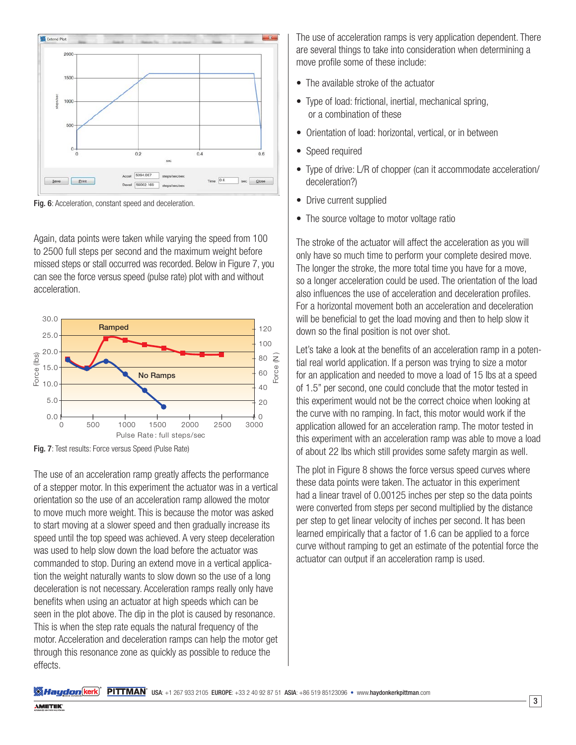Fig. 6: Acceleration, constant speed and deceleration.

Again, data points were taken while varying the speed from 100 to 2500 full steps per second and the maximum weight before missed steps or stall occurred was recorded. Below in Figure 7, you can see the force versus speed (pulse rate) plot with and without acceleration.

Fig. 7: Test results: Force versus Speed (Pulse Rate)

The use of an acceleration ramp greatly affects the performance of a stepper motor. In this experiment the actuator was in a vertical orientation so the use of an acceleration ramp allowed the motor to move much more weight. This is because the motor was asked to start moving at a slower speed and then gradually increase its speed until the top speed was achieved. A very steep deceleration was used to help slow down the load before the actuator was commanded to stop. During an extend move in a vertical application the weight naturally wants to slow down so the use of a long deceleration is not necessary. Acceleration ramps really only have benefits when using an actuator at high speeds which can be seen in the plot above. The dip in the plot is caused by resonance. This is when the step rate equals the natural frequency of the motor. Acceleration and deceleration ramps can help the motor get through this resonance zone as quickly as possible to reduce the effects.

The use of acceleration ramps is very application dependent. There are several things to take into consideration when determining a move profile some of these include:

- The available stroke of the actuator
- Type of load: frictional, inertial, mechanical spring, or a combination of these
- Orientation of load: horizontal, vertical, or in between
- Speed required
- Type of drive: L/R of chopper (can it accommodate acceleration/deceleration?)
- Drive current supplied
- The source voltage to motor voltage ratio

The stroke of the actuator will affect the acceleration as you will only have so much time to perform your complete desired move. The longer the stroke, the more total time you have for a move, so a longer acceleration could be used. The orientation of the load also influences the use of acceleration and deceleration profiles. For a horizontal movement both an acceleration and deceleration will be beneficial to get the load moving and then to help slow it down so the final position is not over shot.

Let's take a look at the benefits of an acceleration ramp in a potential real world application. If a person was trying to size a motor for an application and needed to move a load of 15 lbs at a speed of 1.5" per second, one could conclude that the motor tested in this experiment would not be the correct choice when looking at the curve with no ramping. In fact, this motor would work if the application allowed for an acceleration ramp. The motor tested in this experiment with an acceleration ramp was able to move a load of about 22 lbs which still provides some safety margin as well.

The plot in Figure 8 shows the force versus speed curves where these data points were taken. The actuator in this experiment had a linear travel of 0.00125 inches per step so the data points were converted from steps per second multiplied by the distance per step to get linear velocity of inches per second. It has been learned empirically that a factor of 1.6 can be applied to a force curve without ramping to get an estimate of the potential force the actuator can output if an acceleration ramp is used.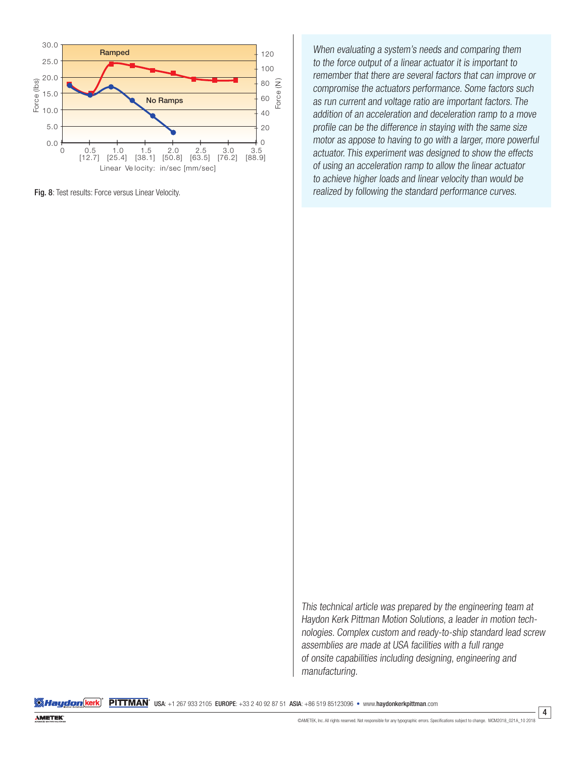30.0
25.0
20.0
15.0
10.0
5.0
0.0
Force (lbs)

120
100
80
60
40
20
0
Force (N)

Ramped

No Ramps

0
0.5 [12.7]
1.0 [25.4]
1.5 [38.1]
2.0 [50.8]
2.5 [63.5]
3.0 [76.2]
3.5 [88.9]

Linear Velocity: in/sec [mm/sec]

**Fig. 8**: Test results: Force versus Linear Velocity.

*When evaluating a system's needs and comparing them to the force output of a linear actuator it is important to remember that there are several factors that can improve or compromise the actuators performance. Some factors such as run current and voltage ratio are important factors. The addition of an acceleration and deceleration ramp to a move profile can be the difference in staying with the same size motor as appose to having to go with a larger, more powerful actuator. This experiment was designed to show the effects of using an acceleration ramp to allow the linear actuator to achieve higher loads and linear velocity than would be realized by following the standard performance curves.*

*This technical article was prepared by the engineering team at Haydon Kerk Pittman Motion Solutions, a leader in motion technologies. Complex custom and ready-to-ship standard lead screw assemblies are made at USA facilities with a full range of onsite capabilities including designing, engineering and manufacturing.*

Haydon kerk PITTMAN **USA**: +1 267 933 2105 **EUROPE**: +33 2 40 92 87 51 **ASIA**: +86 519 85123096 • www.**haydonkerkpittman**.com

AMETEK

©AMETEK, Inc. All rights reserved. Not responsible for any typographic errors. Specifications subject to change. MCM2018_021A_10 2018